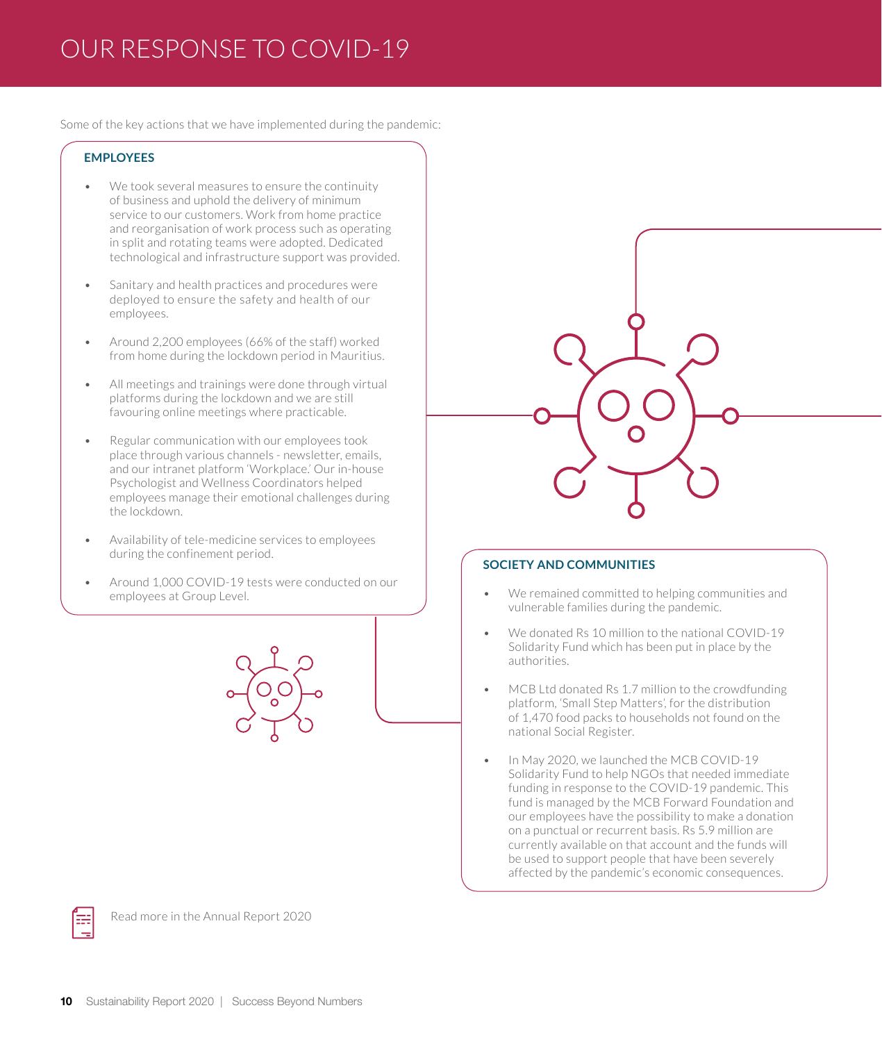# OUR RESPONSE TO COVID-19

Some of the key actions that we have implemented during the pandemic:

## EMPLOYEES

- We took several measures to ensure the continuity of business and uphold the delivery of minimum service to our customers. Work from home practice and reorganisation of work process such as operating in split and rotating teams were adopted. Dedicated technological and infrastructure support was provided.
- Sanitary and health practices and procedures were deployed to ensure the safety and health of our employees.
- Around 2,200 employees (66% of the staff) worked from home during the lockdown period in Mauritius.
- All meetings and trainings were done through virtual platforms during the lockdown and we are still favouring online meetings where practicable.
- Regular communication with our employees took place through various channels - newsletter, emails, and our intranet platform 'Workplace.' Our in-house Psychologist and Wellness Coordinators helped employees manage their emotional challenges during the lockdown.
- Availability of tele-medicine services to employees during the confinement period.
- Around 1,000 COVID-19 tests were conducted on our employees at Group Level.

## SOCIETY AND COMMUNITIES

- We remained committed to helping communities and vulnerable families during the pandemic.
- We donated Rs 10 million to the national COVID-19 Solidarity Fund which has been put in place by the authorities.
- MCB Ltd donated Rs 1.7 million to the crowdfunding platform, 'Small Step Matters', for the distribution of 1,470 food packs to households not found on the national Social Register.
- In May 2020, we launched the MCB COVID-19 Solidarity Fund to help NGOs that needed immediate funding in response to the COVID-19 pandemic. This fund is managed by the MCB Forward Foundation and our employees have the possibility to make a donation on a punctual or recurrent basis. Rs 5.9 million are currently available on that account and the funds will be used to support people that have been severely affected by the pandemic's economic consequences.

Read more in the Annual Report 2020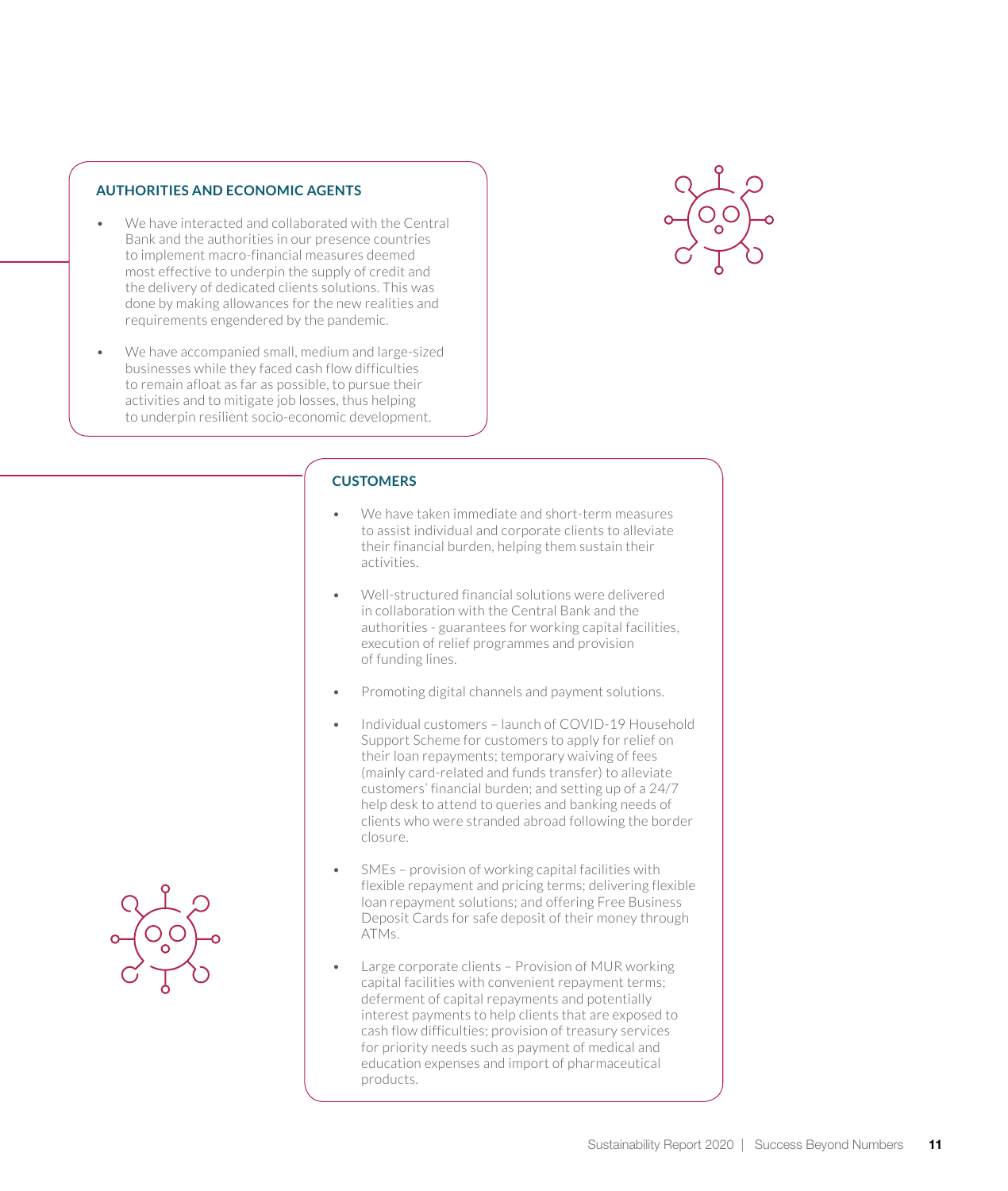### AUTHORITIES AND ECONOMIC AGENTS

- We have interacted and collaborated with the Central Bank and the authorities in our presence countries to implement macro-financial measures deemed most effective to underpin the supply of credit and the delivery of dedicated clients solutions. This was done by making allowances for the new realities and requirements engendered by the pandemic.
- We have accompanied small, medium and large-sized businesses while they faced cash flow difficulties to remain afloat as far as possible, to pursue their activities and to mitigate job losses, thus helping to underpin resilient socio-economic development.

### CUSTOMERS

- We have taken immediate and short-term measures to assist individual and corporate clients to alleviate their financial burden, helping them sustain their activities.
- Well-structured financial solutions were delivered in collaboration with the Central Bank and the authorities - guarantees for working capital facilities, execution of relief programmes and provision of funding lines.
- Promoting digital channels and payment solutions.
- Individual customers – launch of COVID-19 Household Support Scheme for customers to apply for relief on their loan repayments; temporary waiving of fees (mainly card-related and funds transfer) to alleviate customers' financial burden; and setting up of a 24/7 help desk to attend to queries and banking needs of clients who were stranded abroad following the border closure.
- SMEs – provision of working capital facilities with flexible repayment and pricing terms; delivering flexible loan repayment solutions; and offering Free Business Deposit Cards for safe deposit of their money through ATMs.
- Large corporate clients – Provision of MUR working capital facilities with convenient repayment terms; deferment of capital repayments and potentially interest payments to help clients that are exposed to cash flow difficulties; provision of treasury services for priority needs such as payment of medical and education expenses and import of pharmaceutical products.